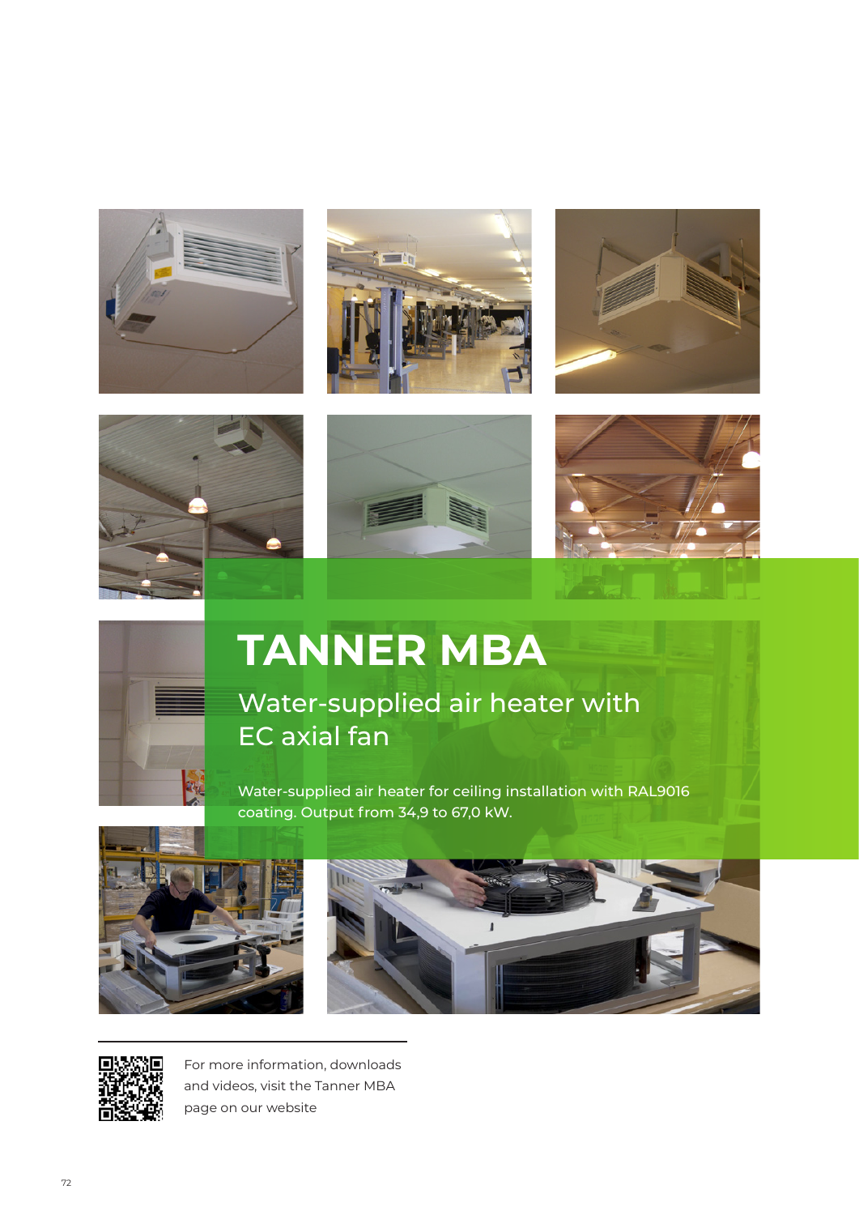# TANNER MBA

## Water-supplied air heater with EC axial fan

Water-supplied air heater for ceiling installation with RAL9016 coating. Output from 34,9 to 67,0 kW.

For more information, downloads and videos, visit the Tanner MBA page on our website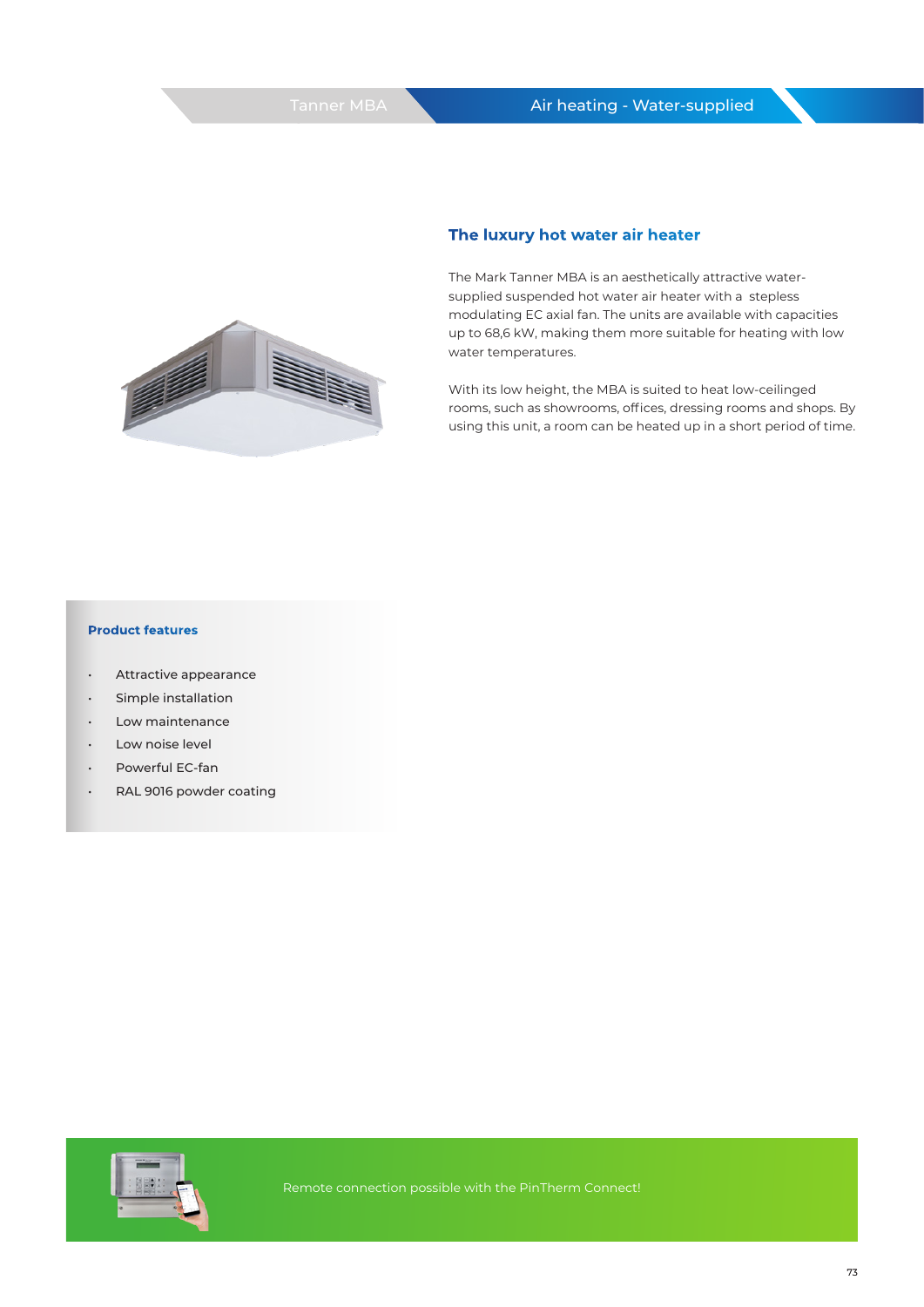## The luxury hot water air heater

The Mark Tanner MBA is an aesthetically attractive water-supplied suspended hot water air heater with a stepless modulating EC axial fan. The units are available with capacities up to 68,6 kW, making them more suitable for heating with low water temperatures.

With its low height, the MBA is suited to heat low-ceilinged rooms, such as showrooms, offices, dressing rooms and shops. By using this unit, a room can be heated up in a short period of time.

### Product features

- Attractive appearance
- Simple installation
- Low maintenance
- Low noise level
- Powerful EC-fan
- RAL 9016 powder coating

Remote connection possible with the PinTherm Connect!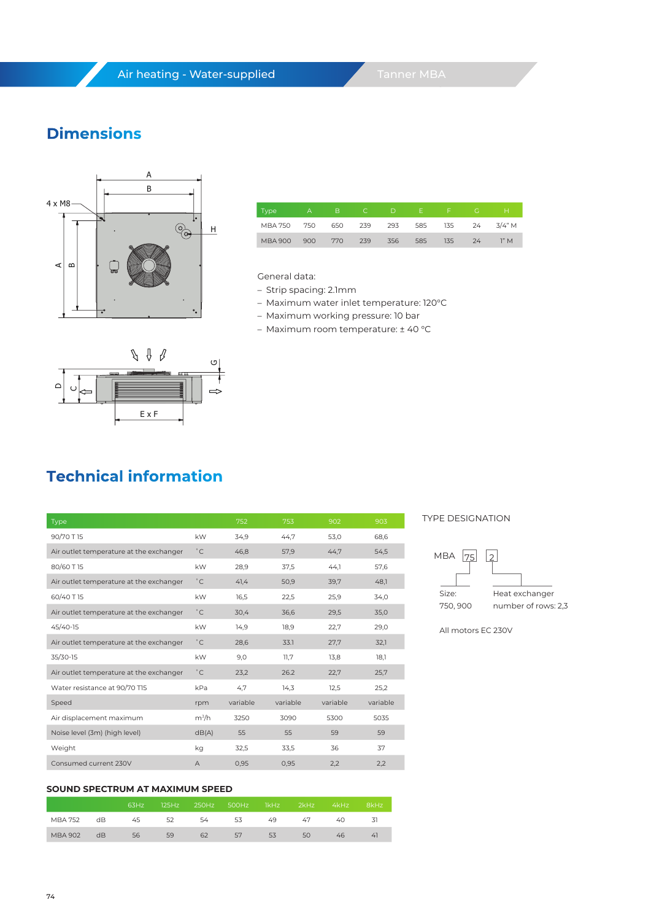## Dimensions

4 x M8

A

B

H

A

B

G

D

C

E x F

| Type | A | B | C | D | E | F | G | H |
|---|---|---|---|---|---|---|---|---|
| MBA 750 | 750 | 650 | 239 | 293 | 585 | 135 | 24 | 3/4" M |
| MBA 900 | 900 | 770 | 239 | 356 | 585 | 135 | 24 | 1" M |

General data:

- Strip spacing: 2.1mm
- Maximum water inlet temperature: 120°C
- Maximum working pressure: 10 bar
- Maximum room temperature: ± 40 °C

## Technical information

| Type | | 752 | 753 | 902 | 903 |
|---|---|---|---|---|---|
| 90/70 T 15 | kW | 34,9 | 44,7 | 53,0 | 68,6 |
| Air outlet temperature at the exchanger | ˚C | 46,8 | 57,9 | 44,7 | 54,5 |
| 80/60 T 15 | kW | 28,9 | 37,5 | 44,1 | 57,6 |
| Air outlet temperature at the exchanger | ˚C | 41,4 | 50,9 | 39,7 | 48,1 |
| 60/40 T 15 | kW | 16,5 | 22,5 | 25,9 | 34,0 |
| Air outlet temperature at the exchanger | ˚C | 30,4 | 36,6 | 29,5 | 35,0 |
| 45/40-15 | kW | 14,9 | 18,9 | 22,7 | 29,0 |
| Air outlet temperature at the exchanger | ˚C | 28,6 | 33.1 | 27,7 | 32,1 |
| 35/30-15 | kW | 9,0 | 11,7 | 13,8 | 18,1 |
| Air outlet temperature at the exchanger | ˚C | 23,2 | 26.2 | 22,7 | 25,7 |
| Water resistance at 90/70 T15 | kPa | 4,7 | 14,3 | 12,5 | 25,2 |
| Speed | rpm | variable | variable | variable | variable |
| Air displacement maximum | $m^3/h$ | 3250 | 3090 | 5300 | 5035 |
| Noise level (3m) (high level) | dB(A) | 55 | 55 | 59 | 59 |
| Weight | kg | 32,5 | 33,5 | 36 | 37 |
| Consumed current 230V | A | 0,95 | 0,95 | 2,2 | 2,2 |

TYPE DESIGNATION

MBA 75 2

Size: 750, 900

Heat exchanger number of rows: 2,3

All motors EC 230V

### SOUND SPECTRUM AT MAXIMUM SPEED

| | | 63Hz | 125Hz | 250Hz | 500Hz | 1kHz | 2kHz | 4kHz | 8kHz |
|---|---|---|---|---|---|---|---|---|---|
| MBA 752 | dB | 45 | 52 | 54 | 53 | 49 | 47 | 40 | 31 |
| MBA 902 | dB | 56 | 59 | 62 | 57 | 53 | 50 | 46 | 41 |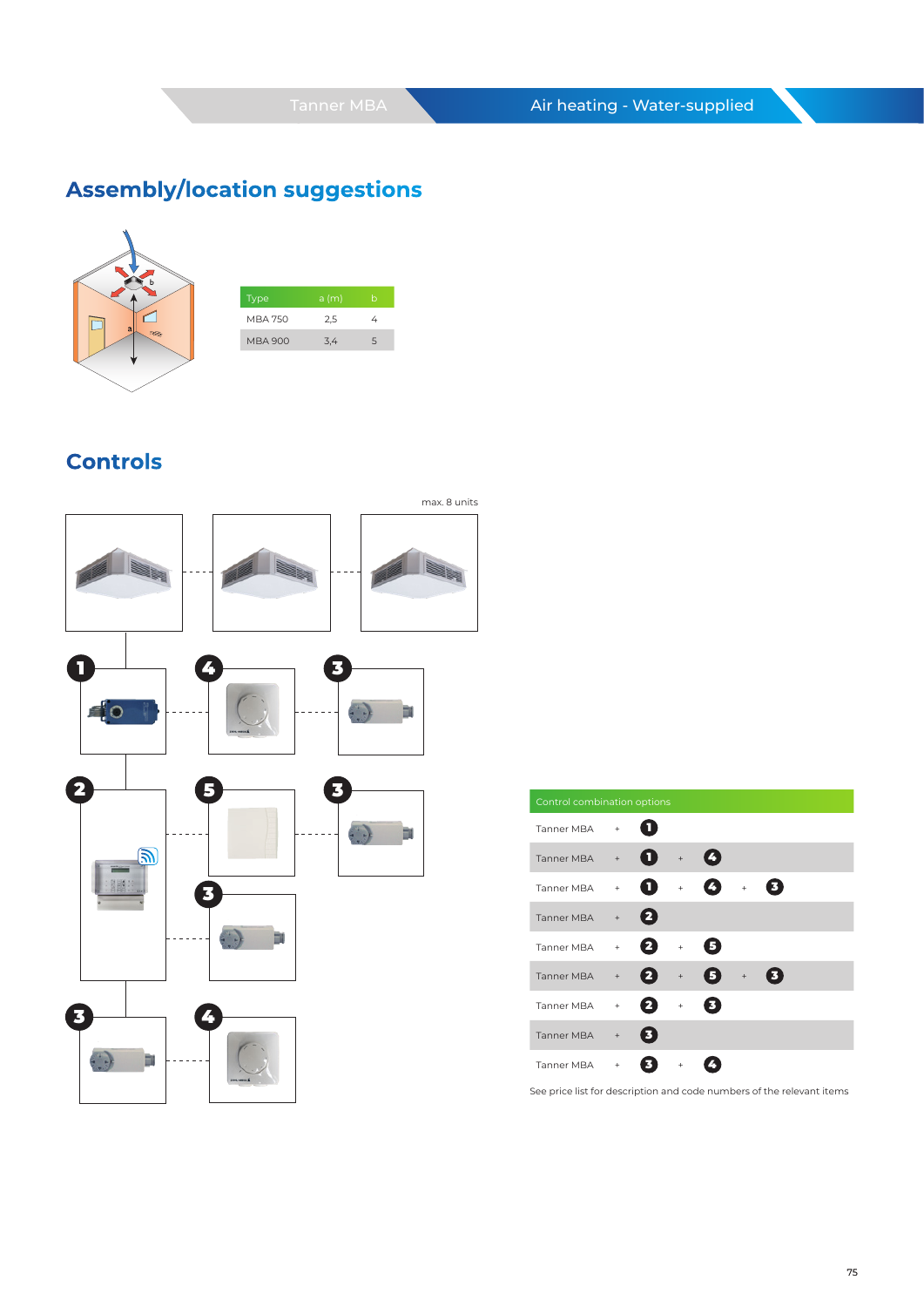## Assembly/location suggestions

a

b

| Type | a (m) | b |
|---|---|---|
| MBA 750 | 2,5 | 4 |
| MBA 900 | 3,4 | 5 |

## Controls

max. 8 units

1 4 3

2 5 3

3

3 4

| Control combination options | | | | | | |
|---|---|---|---|---|---|---|
| Tanner MBA | + | 1 | | | | |
| Tanner MBA | + | 1 | + | 4 | | |
| Tanner MBA | + | 1 | + | 4 | + | 3 |
| Tanner MBA | + | 2 | | | | |
| Tanner MBA | + | 2 | + | 5 | | |
| Tanner MBA | + | 2 | + | 5 | + | 3 |
| Tanner MBA | + | 2 | + | 3 | | |
| Tanner MBA | + | 3 | | | | |
| Tanner MBA | + | 3 | + | 4 | | |

See price list for description and code numbers of the relevant items